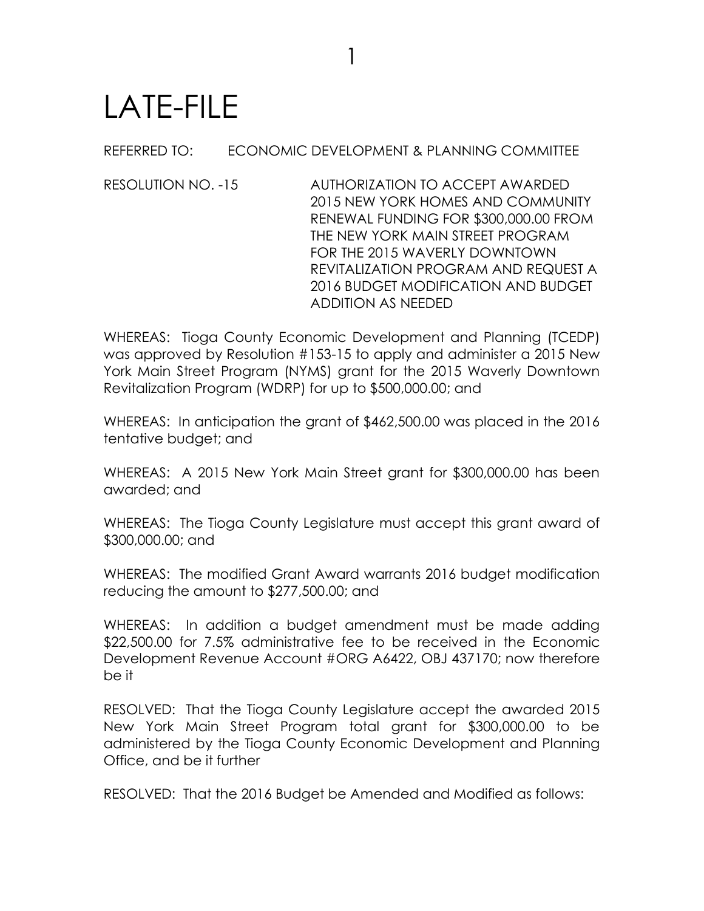# LATE-FILE

REFERRED TO: ECONOMIC DEVELOPMENT & PLANNING COMMITTEE

RESOLUTION NO. -15 AUTHORIZATION TO ACCEPT AWARDED 2015 NEW YORK HOMES AND COMMUNITY RENEWAL FUNDING FOR $300,000.00 FROM THE NEW YORK MAIN STREET PROGRAM FOR THE 2015 WAVERLY DOWNTOWN REVITALIZATION PROGRAM AND REQUEST A 2016 BUDGET MODIFICATION AND BUDGET ADDITION AS NEEDED

WHEREAS: Tioga County Economic Development and Planning (TCEDP) was approved by Resolution #153-15 to apply and administer a 2015 New York Main Street Program (NYMS) grant for the 2015 Waverly Downtown Revitalization Program (WDRP) for up to $500,000.00; and

WHEREAS: In anticipation the grant of $462,500.00 was placed in the 2016 tentative budget; and

WHEREAS: A 2015 New York Main Street grant for $300,000.00 has been awarded; and

WHEREAS: The Tioga County Legislature must accept this grant award of $300,000.00; and

WHEREAS: The modified Grant Award warrants 2016 budget modification reducing the amount to $277,500.00; and

WHEREAS: In addition a budget amendment must be made adding $22,500.00 for 7.5% administrative fee to be received in the Economic Development Revenue Account #ORG A6422, OBJ 437170; now therefore be it

RESOLVED: That the Tioga County Legislature accept the awarded 2015 New York Main Street Program total grant for $300,000.00 to be administered by the Tioga County Economic Development and Planning Office, and be it further

RESOLVED: That the 2016 Budget be Amended and Modified as follows: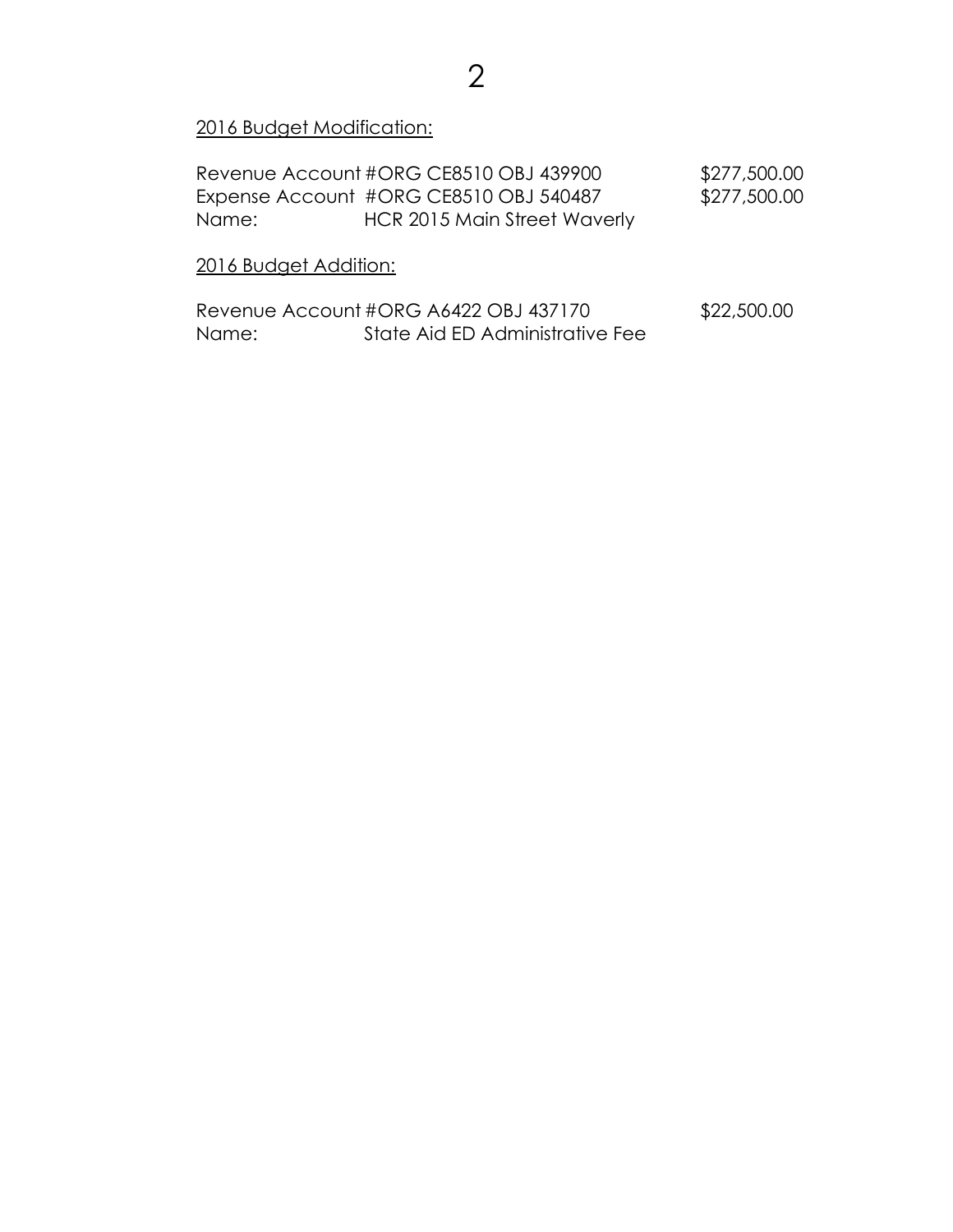<u>2016 Budget Modification:</u>

| | | |
|---|---|---|
| Revenue Account | #ORG CE8510 OBJ 439900 | $277,500.00 |
| Expense Account | #ORG CE8510 OBJ 540487 | $277,500.00 |
| Name: | HCR 2015 Main Street Waverly | |

<u>2016 Budget Addition:</u>

| | | |
|---|---|---|
| Revenue Account | #ORG A6422 OBJ 437170 | $22,500.00 |
| Name: | State Aid ED Administrative Fee | |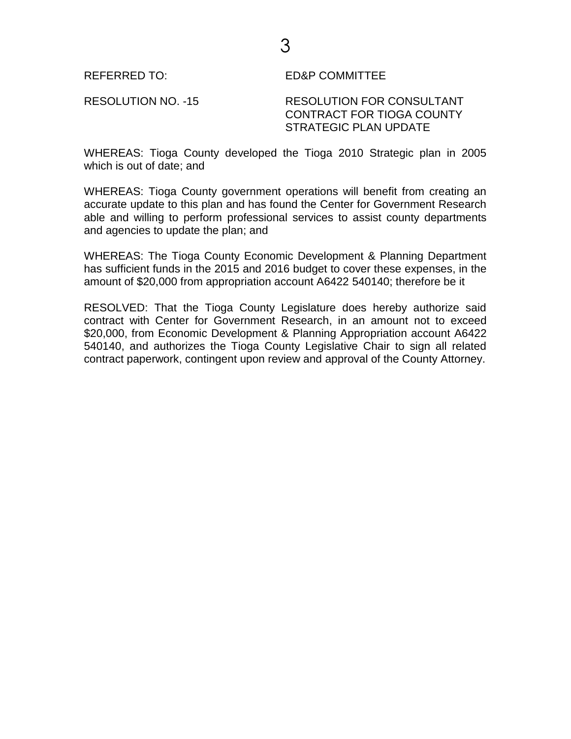REFERRED TO: ED&P COMMITTEE

RESOLUTION NO. -15 RESOLUTION FOR CONSULTANT CONTRACT FOR TIOGA COUNTY STRATEGIC PLAN UPDATE

WHEREAS: Tioga County developed the Tioga 2010 Strategic plan in 2005 which is out of date; and

WHEREAS: Tioga County government operations will benefit from creating an accurate update to this plan and has found the Center for Government Research able and willing to perform professional services to assist county departments and agencies to update the plan; and

WHEREAS: The Tioga County Economic Development & Planning Department has sufficient funds in the 2015 and 2016 budget to cover these expenses, in the amount of $20,000 from appropriation account A6422 540140; therefore be it

RESOLVED: That the Tioga County Legislature does hereby authorize said contract with Center for Government Research, in an amount not to exceed $20,000, from Economic Development & Planning Appropriation account A6422 540140, and authorizes the Tioga County Legislative Chair to sign all related contract paperwork, contingent upon review and approval of the County Attorney.